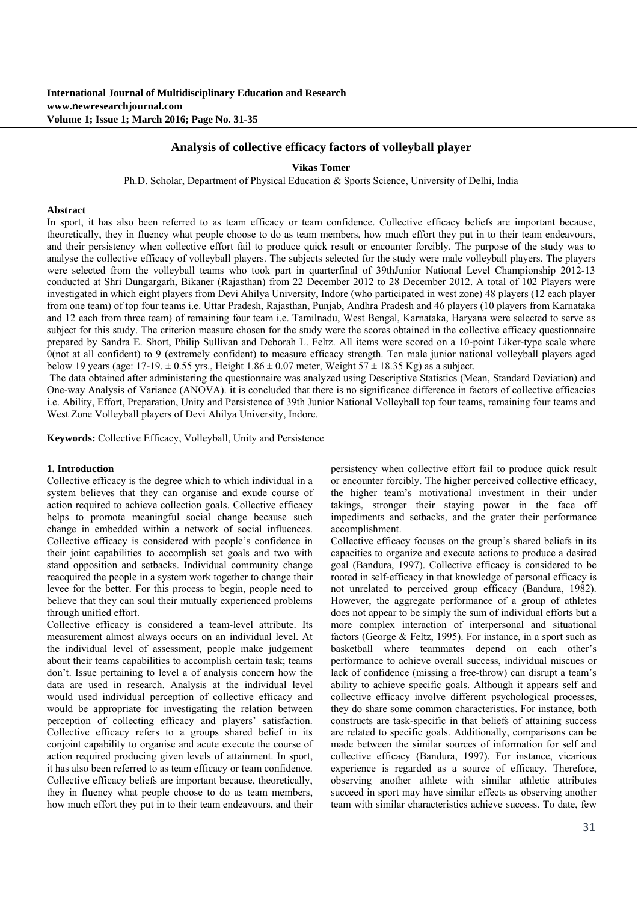# Analysis of collective efficacy factors of volleyball player

**Vikas Tomer**

Ph.D. Scholar, Department of Physical Education & Sports Science, University of Delhi, India

---

### Abstract

In sport, it has also been referred to as team efficacy or team confidence. Collective efficacy beliefs are important because, theoretically, they in fluency what people choose to do as team members, how much effort they put in to their team endeavours, and their persistency when collective effort fail to produce quick result or encounter forcibly. The purpose of the study was to analyse the collective efficacy of volleyball players. The subjects selected for the study were male volleyball players. The players were selected from the volleyball teams who took part in quarterfinal of 39thJunior National Level Championship 2012-13 conducted at Shri Dungargarh, Bikaner (Rajasthan) from 22 December 2012 to 28 December 2012. A total of 102 Players were investigated in which eight players from Devi Ahilya University, Indore (who participated in west zone) 48 players (12 each player from one team) of top four teams i.e. Uttar Pradesh, Rajasthan, Punjab, Andhra Pradesh and 46 players (10 players from Karnataka and 12 each from three team) of remaining four team i.e. Tamilnadu, West Bengal, Karnataka, Haryana were selected to serve as subject for this study. The criterion measure chosen for the study were the scores obtained in the collective efficacy questionnaire prepared by Sandra E. Short, Philip Sullivan and Deborah L. Feltz. All items were scored on a 10-point Liker-type scale where 0(not at all confident) to 9 (extremely confident) to measure efficacy strength. Ten male junior national volleyball players aged below 19 years (age: 17-19. ± 0.55 yrs., Height 1.86 ± 0.07 meter, Weight 57 ± 18.35 Kg) as a subject.

The data obtained after administering the questionnaire was analyzed using Descriptive Statistics (Mean, Standard Deviation) and One-way Analysis of Variance (ANOVA). it is concluded that there is no significance difference in factors of collective efficacies i.e. Ability, Effort, Preparation, Unity and Persistence of 39th Junior National Volleyball top four teams, remaining four teams and West Zone Volleyball players of Devi Ahilya University, Indore.

**Keywords:** Collective Efficacy, Volleyball, Unity and Persistence

---

### 1. Introduction

Collective efficacy is the degree which to which individual in a system believes that they can organise and exude course of action required to achieve collection goals. Collective efficacy helps to promote meaningful social change because such change in embedded within a network of social influences. Collective efficacy is considered with people's confidence in their joint capabilities to accomplish set goals and two with stand opposition and setbacks. Individual community change reacquired the people in a system work together to change their levee for the better. For this process to begin, people need to believe that they can soul their mutually experienced problems through unified effort.

Collective efficacy is considered a team-level attribute. Its measurement almost always occurs on an individual level. At the individual level of assessment, people make judgement about their teams capabilities to accomplish certain task; teams don't. Issue pertaining to level a of analysis concern how the data are used in research. Analysis at the individual level would used individual perception of collective efficacy and would be appropriate for investigating the relation between perception of collecting efficacy and players' satisfaction. Collective efficacy refers to a groups shared belief in its conjoint capability to organise and acute execute the course of action required producing given levels of attainment. In sport, it has also been referred to as team efficacy or team confidence. Collective efficacy beliefs are important because, theoretically, they in fluency what people choose to do as team members, how much effort they put in to their team endeavours, and their persistency when collective effort fail to produce quick result or encounter forcibly. The higher perceived collective efficacy, the higher team's motivational investment in their under takings, stronger their staying power in the face off impediments and setbacks, and the grater their performance accomplishment.

Collective efficacy focuses on the group's shared beliefs in its capacities to organize and execute actions to produce a desired goal (Bandura, 1997). Collective efficacy is considered to be rooted in self-efficacy in that knowledge of personal efficacy is not unrelated to perceived group efficacy (Bandura, 1982). However, the aggregate performance of a group of athletes does not appear to be simply the sum of individual efforts but a more complex interaction of interpersonal and situational factors (George & Feltz, 1995). For instance, in a sport such as basketball where teammates depend on each other's performance to achieve overall success, individual miscues or lack of confidence (missing a free-throw) can disrupt a team's ability to achieve specific goals. Although it appears self and collective efficacy involve different psychological processes, they do share some common characteristics. For instance, both constructs are task-specific in that beliefs of attaining success are related to specific goals. Additionally, comparisons can be made between the similar sources of information for self and collective efficacy (Bandura, 1997). For instance, vicarious experience is regarded as a source of efficacy. Therefore, observing another athlete with similar athletic attributes succeed in sport may have similar effects as observing another team with similar characteristics achieve success. To date, few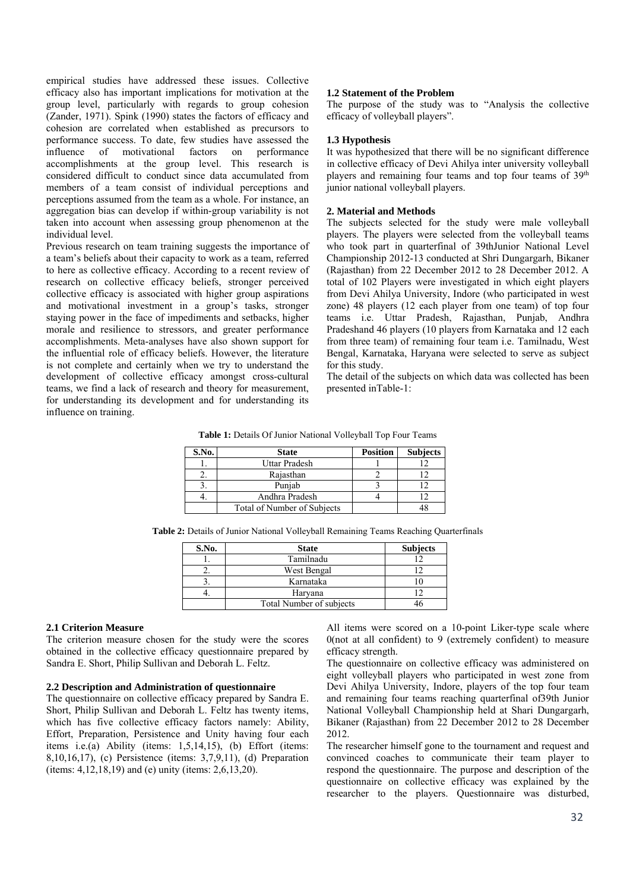empirical studies have addressed these issues. Collective efficacy also has important implications for motivation at the group level, particularly with regards to group cohesion (Zander, 1971). Spink (1990) states the factors of efficacy and cohesion are correlated when established as precursors to performance success. To date, few studies have assessed the influence of motivational factors on performance accomplishments at the group level. This research is considered difficult to conduct since data accumulated from members of a team consist of individual perceptions and perceptions assumed from the team as a whole. For instance, an aggregation bias can develop if within-group variability is not taken into account when assessing group phenomenon at the individual level.

Previous research on team training suggests the importance of a team's beliefs about their capacity to work as a team, referred to here as collective efficacy. According to a recent review of research on collective efficacy beliefs, stronger perceived collective efficacy is associated with higher group aspirations and motivational investment in a group's tasks, stronger staying power in the face of impediments and setbacks, higher morale and resilience to stressors, and greater performance accomplishments. Meta-analyses have also shown support for the influential role of efficacy beliefs. However, the literature is not complete and certainly when we try to understand the development of collective efficacy amongst cross-cultural teams, we find a lack of research and theory for measurement, for understanding its development and for understanding its influence on training.

### 1.2 Statement of the Problem

The purpose of the study was to "Analysis the collective efficacy of volleyball players".

### 1.3 Hypothesis

It was hypothesized that there will be no significant difference in collective efficacy of Devi Ahilya inter university volleyball players and remaining four teams and top four teams of 39th junior national volleyball players.

## 2. Material and Methods

The subjects selected for the study were male volleyball players. The players were selected from the volleyball teams who took part in quarterfinal of 39thJunior National Level Championship 2012-13 conducted at Shri Dungargarh, Bikaner (Rajasthan) from 22 December 2012 to 28 December 2012. A total of 102 Players were investigated in which eight players from Devi Ahilya University, Indore (who participated in west zone) 48 players (12 each player from one team) of top four teams i.e. Uttar Pradesh, Rajasthan, Punjab, Andhra Pradeshand 46 players (10 players from Karnataka and 12 each from three team) of remaining four team i.e. Tamilnadu, West Bengal, Karnataka, Haryana were selected to serve as subject for this study.

The detail of the subjects on which data was collected has been presented inTable-1:

**Table 1:** Details Of Junior National Volleyball Top Four Teams

| S.No. | State | Position | Subjects |
|---|---|---|---|
| 1. | Uttar Pradesh | 1 | 12 |
| 2. | Rajasthan | 2 | 12 |
| 3. | Punjab | 3 | 12 |
| 4. | Andhra Pradesh | 4 | 12 |
| | Total of Number of Subjects | | 48 |

**Table 2:** Details of Junior National Volleyball Remaining Teams Reaching Quarterfinals

| S.No. | State | Subjects |
|---|---|---|
| 1. | Tamilnadu | 12 |
| 2. | West Bengal | 12 |
| 3. | Karnataka | 10 |
| 4. | Haryana | 12 |
| | Total Number of subjects | 46 |

### 2.1 Criterion Measure

The criterion measure chosen for the study were the scores obtained in the collective efficacy questionnaire prepared by Sandra E. Short, Philip Sullivan and Deborah L. Feltz.

### 2.2 Description and Administration of questionnaire

The questionnaire on collective efficacy prepared by Sandra E. Short, Philip Sullivan and Deborah L. Feltz has twenty items, which has five collective efficacy factors namely: Ability, Effort, Preparation, Persistence and Unity having four each items i.e.(a) Ability (items: 1,5,14,15), (b) Effort (items: 8,10,16,17), (c) Persistence (items: 3,7,9,11), (d) Preparation (items: 4,12,18,19) and (e) unity (items: 2,6,13,20).

All items were scored on a 10-point Liker-type scale where 0(not at all confident) to 9 (extremely confident) to measure efficacy strength.

The questionnaire on collective efficacy was administered on eight volleyball players who participated in west zone from Devi Ahilya University, Indore, players of the top four team and remaining four teams reaching quarterfinal of39th Junior National Volleyball Championship held at Shari Dungargarh, Bikaner (Rajasthan) from 22 December 2012 to 28 December 2012.

The researcher himself gone to the tournament and request and convinced coaches to communicate their team player to respond the questionnaire. The purpose and description of the questionnaire on collective efficacy was explained by the researcher to the players. Questionnaire was disturbed,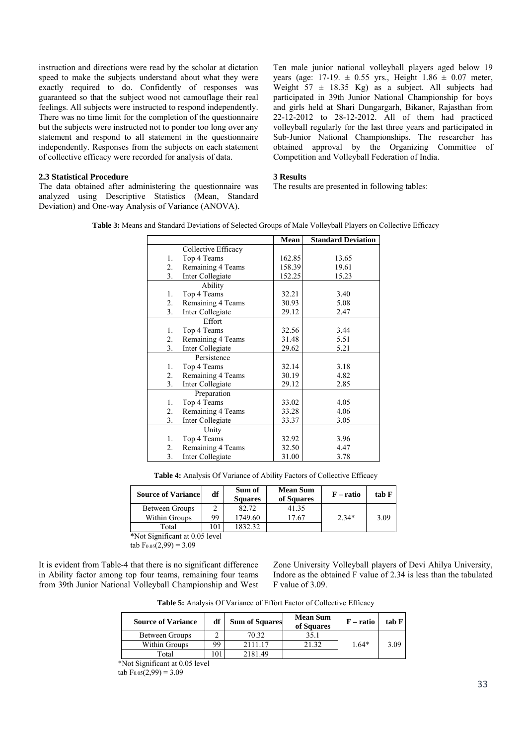instruction and directions were read by the scholar at dictation speed to make the subjects understand about what they were exactly required to do. Confidently of responses was guaranteed so that the subject wood not camouflage their real feelings. All subjects were instructed to respond independently. There was no time limit for the completion of the questionnaire but the subjects were instructed not to ponder too long over any statement and respond to all statement in the questionnaire independently. Responses from the subjects on each statement of collective efficacy were recorded for analysis of data.

### 2.3 Statistical Procedure

The data obtained after administering the questionnaire was analyzed using Descriptive Statistics (Mean, Standard Deviation) and One-way Analysis of Variance (ANOVA).

Ten male junior national volleyball players aged below 19 years (age: 17-19. ± 0.55 yrs., Height 1.86 ± 0.07 meter, Weight 57 ± 18.35 Kg) as a subject. All subjects had participated in 39th Junior National Championship for boys and girls held at Shari Dungargarh, Bikaner, Rajasthan from 22-12-2012 to 28-12-2012. All of them had practiced volleyball regularly for the last three years and participated in Sub-Junior National Championships. The researcher has obtained approval by the Organizing Committee of Competition and Volleyball Federation of India.

## 3 Results

The results are presented in following tables:

**Table 3:** Means and Standard Deviations of Selected Groups of Male Volleyball Players on Collective Efficacy

| | Mean | Standard Deviation |
|---|---|---|
| Collective Efficacy | | |
| 1. Top 4 Teams | 162.85 | 13.65 |
| 2. Remaining 4 Teams | 158.39 | 19.61 |
| 3. Inter Collegiate | 152.25 | 15.23 |
| Ability | | |
| 1. Top 4 Teams | 32.21 | 3.40 |
| 2. Remaining 4 Teams | 30.93 | 5.08 |
| 3. Inter Collegiate | 29.12 | 2.47 |
| Effort | | |
| 1. Top 4 Teams | 32.56 | 3.44 |
| 2. Remaining 4 Teams | 31.48 | 5.51 |
| 3. Inter Collegiate | 29.62 | 5.21 |
| Persistence | | |
| 1. Top 4 Teams | 32.14 | 3.18 |
| 2. Remaining 4 Teams | 30.19 | 4.82 |
| 3. Inter Collegiate | 29.12 | 2.85 |
| Preparation | | |
| 1. Top 4 Teams | 33.02 | 4.05 |
| 2. Remaining 4 Teams | 33.28 | 4.06 |
| 3. Inter Collegiate | 33.37 | 3.05 |
| Unity | | |
| 1. Top 4 Teams | 32.92 | 3.96 |
| 2. Remaining 4 Teams | 32.50 | 4.47 |
| 3. Inter Collegiate | 31.00 | 3.78 |

**Table 4:** Analysis Of Variance of Ability Factors of Collective Efficacy

| Source of Variance | df | Sum of Squares | Mean Sum of Squares | F – ratio | tab F |
|---|---|---|---|---|---|
| Between Groups | 2 | 82.72 | 41.35 | 2.34* | 3.09 |
| Within Groups | 99 | 1749.60 | 17.67 | | |
| Total | 101 | 1832.32 | | | |

*Not Significant at 0.05 level

tab $F_{0.05}(2,99) = 3.09$

It is evident from Table-4 that there is no significant difference in Ability factor among top four teams, remaining four teams from 39th Junior National Volleyball Championship and West Zone University Volleyball players of Devi Ahilya University, Indore as the obtained F value of 2.34 is less than the tabulated F value of 3.09.

**Table 5:** Analysis Of Variance of Effort Factor of Collective Efficacy

| Source of Variance | df | Sum of Squares | Mean Sum of Squares | F – ratio | tab F |
|---|---|---|---|---|---|
| Between Groups | 2 | 70.32 | 35.1 | 1.64* | 3.09 |
| Within Groups | 99 | 2111.17 | 21.32 | | |
| Total | 101 | 2181.49 | | | |

*Not Significant at 0.05 level

tab $F_{0.05}(2,99) = 3.09$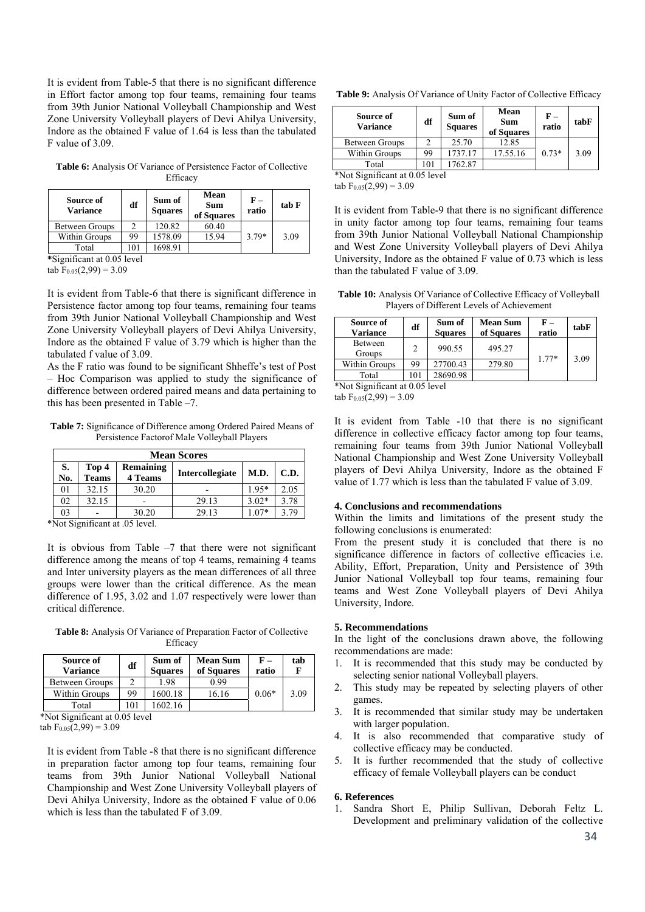It is evident from Table-5 that there is no significant difference in Effort factor among top four teams, remaining four teams from 39th Junior National Volleyball Championship and West Zone University Volleyball players of Devi Ahilya University, Indore as the obtained F value of 1.64 is less than the tabulated F value of 3.09.

**Table 6:** Analysis Of Variance of Persistence Factor of Collective Efficacy

| Source of Variance | df | Sum of Squares | Mean Sum of Squares | F – ratio | tab F |
|---|---|---|---|---|---|
| Between Groups | 2 | 120.82 | 60.40 | 3.79* | 3.09 |
| Within Groups | 99 | 1578.09 | 15.94 | | |
| Total | 101 | 1698.91 | | | |

*Significant at 0.05 level

tab $F_{0.05}(2,99) = 3.09$

It is evident from Table-6 that there is significant difference in Persistence factor among top four teams, remaining four teams from 39th Junior National Volleyball Championship and West Zone University Volleyball players of Devi Ahilya University, Indore as the obtained F value of 3.79 which is higher than the tabulated f value of 3.09.

As the F ratio was found to be significant Shheffe's test of Post – Hoc Comparison was applied to study the significance of difference between ordered paired means and data pertaining to this has been presented in Table –7.

**Table 7:** Significance of Difference among Ordered Paired Means of Persistence Factorof Male Volleyball Players

| Mean Scores | | | | | |
|---|---|---|---|---|---|
| S. No. | Top 4 Teams | Remaining 4 Teams | Intercollegiate | M.D. | C.D. |
| 01 | 32.15 | 30.20 | - | 1.95* | 2.05 |
| 02 | 32.15 | - | 29.13 | 3.02* | 3.78 |
| 03 | - | 30.20 | 29.13 | 1.07* | 3.79 |

*Not Significant at .05 level.

It is obvious from Table –7 that there were not significant difference among the means of top 4 teams, remaining 4 teams and Inter university players as the mean differences of all three groups were lower than the critical difference. As the mean difference of 1.95, 3.02 and 1.07 respectively were lower than critical difference.

**Table 8:** Analysis Of Variance of Preparation Factor of Collective Efficacy

| Source of Variance | df | Sum of Squares | Mean Sum of Squares | F – ratio | tab F |
|---|---|---|---|---|---|
| Between Groups | 2 | 1.98 | 0.99 | 0.06* | 3.09 |
| Within Groups | 99 | 1600.18 | 16.16 | | |
| Total | 101 | 1602.16 | | | |

*Not Significant at 0.05 level

tab $F_{0.05}(2,99) = 3.09$

It is evident from Table -8 that there is no significant difference in preparation factor among top four teams, remaining four teams from 39th Junior National Volleyball National Championship and West Zone University Volleyball players of Devi Ahilya University, Indore as the obtained F value of 0.06 which is less than the tabulated F of 3.09.

**Table 9:** Analysis Of Variance of Unity Factor of Collective Efficacy

| Source of Variance | df | Sum of Squares | Mean Sum of Squares | F – ratio | tabF |
|---|---|---|---|---|---|
| Between Groups | 2 | 25.70 | 12.85 | 0.73* | 3.09 |
| Within Groups | 99 | 1737.17 | 17.55.16 | | |
| Total | 101 | 1762.87 | | | |

*Not Significant at 0.05 level

tab $F_{0.05}(2,99) = 3.09$

It is evident from Table-9 that there is no significant difference in unity factor among top four teams, remaining four teams from 39th Junior National Volleyball National Championship and West Zone University Volleyball players of Devi Ahilya University, Indore as the obtained F value of 0.73 which is less than the tabulated F value of 3.09.

**Table 10:** Analysis Of Variance of Collective Efficacy of Volleyball Players of Different Levels of Achievement

| Source of Variance | df | Sum of Squares | Mean Sum of Squares | F – ratio | tabF |
|---|---|---|---|---|---|
| Between Groups | 2 | 990.55 | 495.27 | 1.77* | 3.09 |
| Within Groups | 99 | 27700.43 | 279.80 | | |
| Total | 101 | 28690.98 | | | |

*Not Significant at 0.05 level

tab $F_{0.05}(2,99) = 3.09$

It is evident from Table -10 that there is no significant difference in collective efficacy factor among top four teams, remaining four teams from 39th Junior National Volleyball National Championship and West Zone University Volleyball players of Devi Ahilya University, Indore as the obtained F value of 1.77 which is less than the tabulated F value of 3.09.

## 4. Conclusions and recommendations

Within the limits and limitations of the present study the following conclusions is enumerated:

From the present study it is concluded that there is no significance difference in factors of collective efficacies i.e. Ability, Effort, Preparation, Unity and Persistence of 39th Junior National Volleyball top four teams, remaining four teams and West Zone Volleyball players of Devi Ahilya University, Indore.

## 5. Recommendations

In the light of the conclusions drawn above, the following recommendations are made:

1. It is recommended that this study may be conducted by selecting senior national Volleyball players.
2. This study may be repeated by selecting players of other games.
3. It is recommended that similar study may be undertaken with larger population.
4. It is also recommended that comparative study of collective efficacy may be conducted.
5. It is further recommended that the study of collective efficacy of female Volleyball players can be conduct

## 6. References

1. Sandra Short E, Philip Sullivan, Deborah Feltz L. Development and preliminary validation of the collective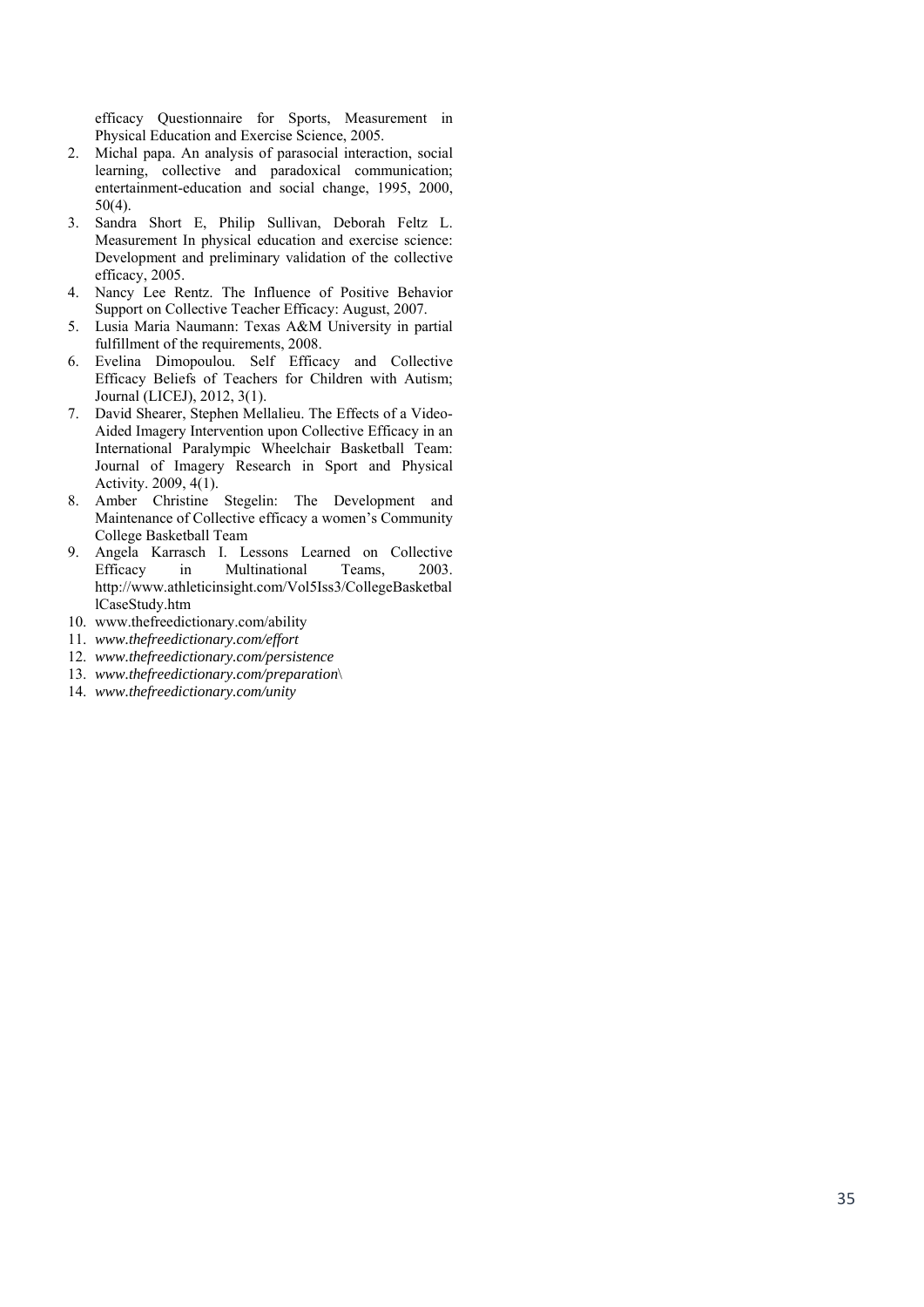efficacy Questionnaire for Sports, Measurement in Physical Education and Exercise Science, 2005.

2. Michal papa. An analysis of parasocial interaction, social learning, collective and paradoxical communication; entertainment-education and social change, 1995, 2000, 50(4).
3. Sandra Short E, Philip Sullivan, Deborah Feltz L. Measurement In physical education and exercise science: Development and preliminary validation of the collective efficacy, 2005.
4. Nancy Lee Rentz. The Influence of Positive Behavior Support on Collective Teacher Efficacy: August, 2007.
5. Lusia Maria Naumann: Texas A&M University in partial fulfillment of the requirements, 2008.
6. Evelina Dimopoulou. Self Efficacy and Collective Efficacy Beliefs of Teachers for Children with Autism; Journal (LICEJ), 2012, 3(1).
7. David Shearer, Stephen Mellalieu. The Effects of a Video-Aided Imagery Intervention upon Collective Efficacy in an International Paralympic Wheelchair Basketball Team: Journal of Imagery Research in Sport and Physical Activity. 2009, 4(1).
8. Amber Christine Stegelin: The Development and Maintenance of Collective efficacy a women's Community College Basketball Team
9. Angela Karrasch I. Lessons Learned on Collective Efficacy in Multinational Teams, 2003. http://www.athleticinsight.com/Vol5Iss3/CollegeBasketballCaseStudy.htm
10. www.thefreedictionary.com/ability
11. *www.thefreedictionary.com/effort*
12. *www.thefreedictionary.com/persistence*
13. *www.thefreedictionary.com/preparation\*
14. *www.thefreedictionary.com/unity*